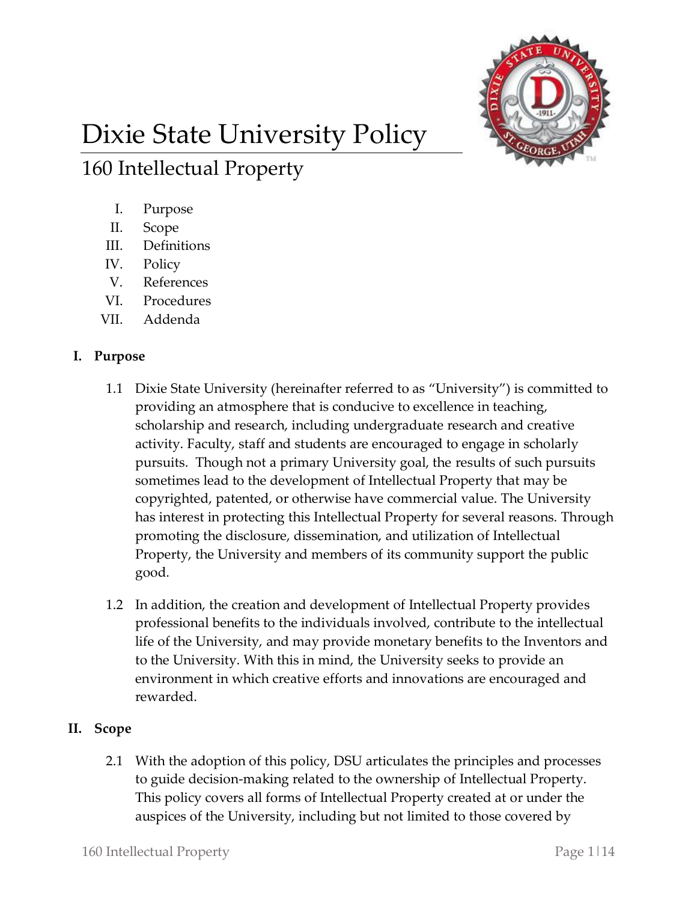# Dixie State University Policy

## 160 Intellectual Property

I. Purpose
II. Scope
III. Definitions
IV. Policy
V. References
VI. Procedures
VII. Addenda

### I. Purpose

1.1 Dixie State University (hereinafter referred to as "University") is committed to providing an atmosphere that is conducive to excellence in teaching, scholarship and research, including undergraduate research and creative activity. Faculty, staff and students are encouraged to engage in scholarly pursuits. Though not a primary University goal, the results of such pursuits sometimes lead to the development of Intellectual Property that may be copyrighted, patented, or otherwise have commercial value. The University has interest in protecting this Intellectual Property for several reasons. Through promoting the disclosure, dissemination, and utilization of Intellectual Property, the University and members of its community support the public good.

1.2 In addition, the creation and development of Intellectual Property provides professional benefits to the individuals involved, contribute to the intellectual life of the University, and may provide monetary benefits to the Inventors and to the University. With this in mind, the University seeks to provide an environment in which creative efforts and innovations are encouraged and rewarded.

### II. Scope

2.1 With the adoption of this policy, DSU articulates the principles and processes to guide decision-making related to the ownership of Intellectual Property. This policy covers all forms of Intellectual Property created at or under the auspices of the University, including but not limited to those covered by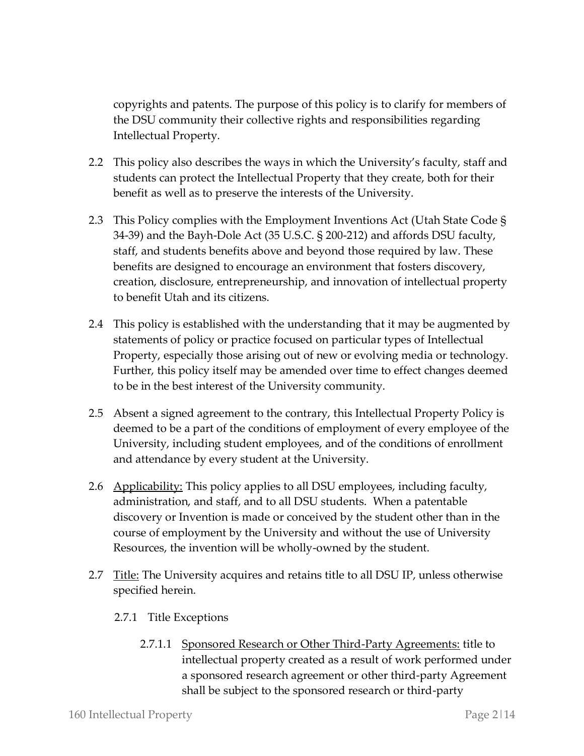copyrights and patents. The purpose of this policy is to clarify for members of the DSU community their collective rights and responsibilities regarding Intellectual Property.

2.2 This policy also describes the ways in which the University's faculty, staff and students can protect the Intellectual Property that they create, both for their benefit as well as to preserve the interests of the University.

2.3 This Policy complies with the Employment Inventions Act (Utah State Code § 34-39) and the Bayh-Dole Act (35 U.S.C. § 200-212) and affords DSU faculty, staff, and students benefits above and beyond those required by law. These benefits are designed to encourage an environment that fosters discovery, creation, disclosure, entrepreneurship, and innovation of intellectual property to benefit Utah and its citizens.

2.4 This policy is established with the understanding that it may be augmented by statements of policy or practice focused on particular types of Intellectual Property, especially those arising out of new or evolving media or technology. Further, this policy itself may be amended over time to effect changes deemed to be in the best interest of the University community.

2.5 Absent a signed agreement to the contrary, this Intellectual Property Policy is deemed to be a part of the conditions of employment of every employee of the University, including student employees, and of the conditions of enrollment and attendance by every student at the University.

2.6 Applicability: This policy applies to all DSU employees, including faculty, administration, and staff, and to all DSU students. When a patentable discovery or Invention is made or conceived by the student other than in the course of employment by the University and without the use of University Resources, the invention will be wholly-owned by the student.

2.7 Title: The University acquires and retains title to all DSU IP, unless otherwise specified herein.

2.7.1 Title Exceptions

2.7.1.1 Sponsored Research or Other Third-Party Agreements: title to intellectual property created as a result of work performed under a sponsored research agreement or other third-party Agreement shall be subject to the sponsored research or third-party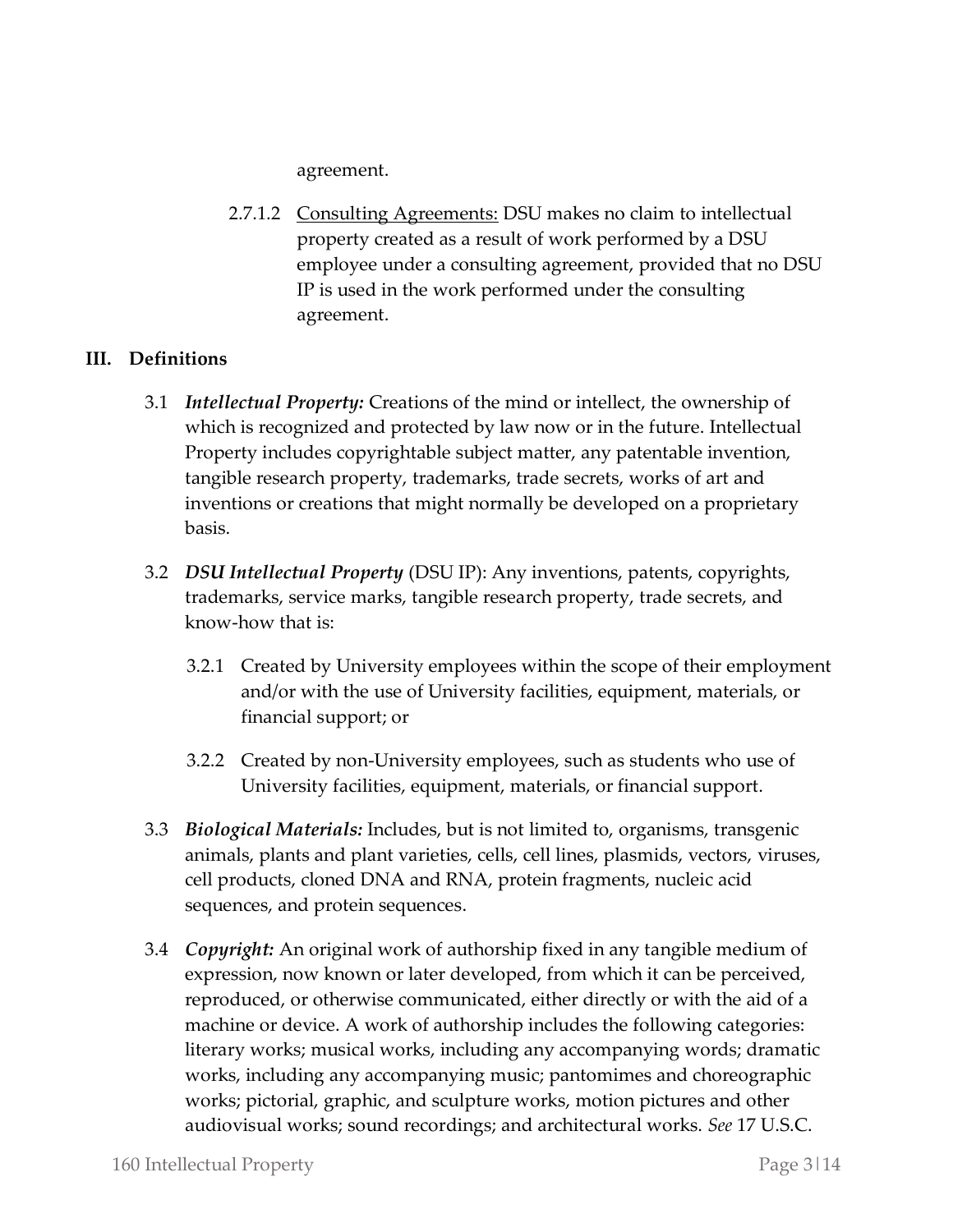agreement.

2.7.1.2 Consulting Agreements: DSU makes no claim to intellectual property created as a result of work performed by a DSU employee under a consulting agreement, provided that no DSU IP is used in the work performed under the consulting agreement.

## III. Definitions

3.1 ***Intellectual Property:*** Creations of the mind or intellect, the ownership of which is recognized and protected by law now or in the future. Intellectual Property includes copyrightable subject matter, any patentable invention, tangible research property, trademarks, trade secrets, works of art and inventions or creations that might normally be developed on a proprietary basis.

3.2 ***DSU Intellectual Property*** (DSU IP): Any inventions, patents, copyrights, trademarks, service marks, tangible research property, trade secrets, and know-how that is:

3.2.1 Created by University employees within the scope of their employment and/or with the use of University facilities, equipment, materials, or financial support; or

3.2.2 Created by non-University employees, such as students who use of University facilities, equipment, materials, or financial support.

3.3 ***Biological Materials:*** Includes, but is not limited to, organisms, transgenic animals, plants and plant varieties, cells, cell lines, plasmids, vectors, viruses, cell products, cloned DNA and RNA, protein fragments, nucleic acid sequences, and protein sequences.

3.4 ***Copyright:*** An original work of authorship fixed in any tangible medium of expression, now known or later developed, from which it can be perceived, reproduced, or otherwise communicated, either directly or with the aid of a machine or device. A work of authorship includes the following categories: literary works; musical works, including any accompanying words; dramatic works, including any accompanying music; pantomimes and choreographic works; pictorial, graphic, and sculpture works, motion pictures and other audiovisual works; sound recordings; and architectural works. *See* 17 U.S.C.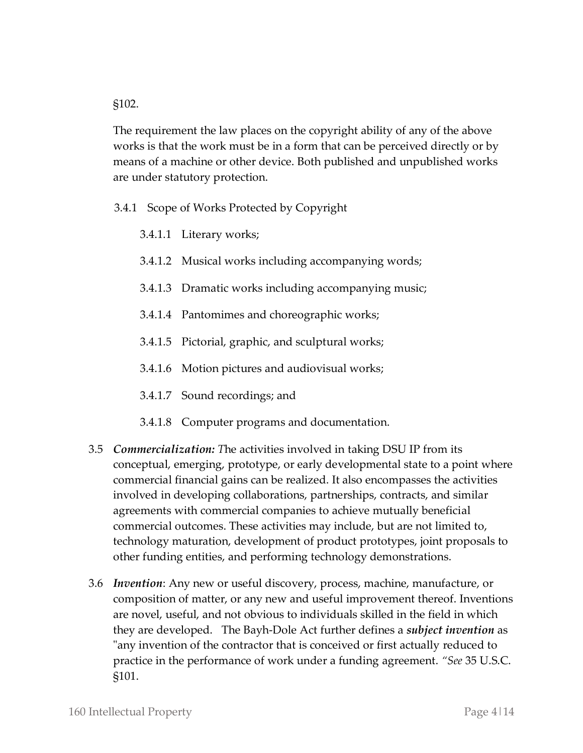§102.

The requirement the law places on the copyright ability of any of the above works is that the work must be in a form that can be perceived directly or by means of a machine or other device. Both published and unpublished works are under statutory protection.

3.4.1 Scope of Works Protected by Copyright

3.4.1.1 Literary works;

3.4.1.2 Musical works including accompanying words;

3.4.1.3 Dramatic works including accompanying music;

3.4.1.4 Pantomimes and choreographic works;

3.4.1.5 Pictorial, graphic, and sculptural works;

3.4.1.6 Motion pictures and audiovisual works;

3.4.1.7 Sound recordings; and

3.4.1.8 Computer programs and documentation.

3.5 ***Commercialization:*** *T*he activities involved in taking DSU IP from its conceptual, emerging, prototype, or early developmental state to a point where commercial financial gains can be realized. It also encompasses the activities involved in developing collaborations, partnerships, contracts, and similar agreements with commercial companies to achieve mutually beneficial commercial outcomes. These activities may include, but are not limited to, technology maturation, development of product prototypes, joint proposals to other funding entities, and performing technology demonstrations.

3.6 ***Invention***: Any new or useful discovery, process, machine, manufacture, or composition of matter, or any new and useful improvement thereof. Inventions are novel, useful, and not obvious to individuals skilled in the field in which they are developed. The Bayh-Dole Act further defines a ***subject invention*** as "any invention of the contractor that is conceived or first actually reduced to practice in the performance of work under a funding agreement. *"See* 35 U.S.C. §101.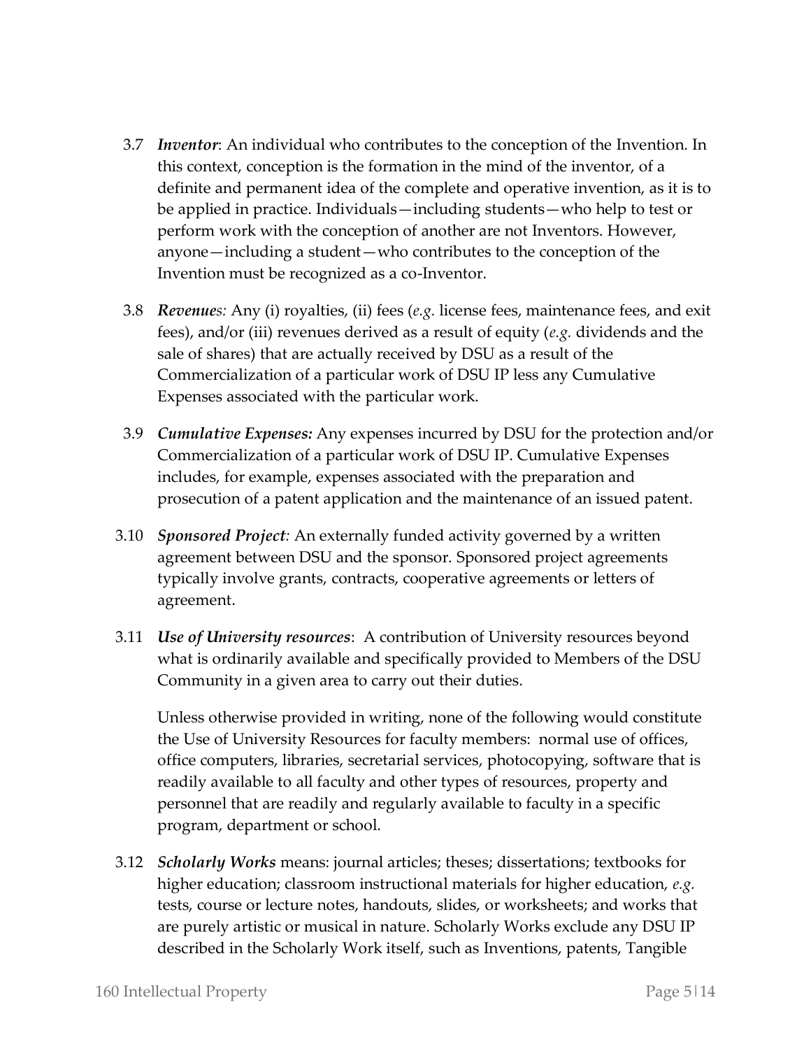3.7 ***Inventor***: An individual who contributes to the conception of the Invention. In this context, conception is the formation in the mind of the inventor, of a definite and permanent idea of the complete and operative invention, as it is to be applied in practice. Individuals—including students—who help to test or perform work with the conception of another are not Inventors. However, anyone—including a student—who contributes to the conception of the Invention must be recognized as a co-Inventor.

3.8 ***Revenues:*** Any (i) royalties, (ii) fees (*e.g.* license fees, maintenance fees, and exit fees), and/or (iii) revenues derived as a result of equity (*e.g.* dividends and the sale of shares) that are actually received by DSU as a result of the Commercialization of a particular work of DSU IP less any Cumulative Expenses associated with the particular work.

3.9 ***Cumulative Expenses:*** Any expenses incurred by DSU for the protection and/or Commercialization of a particular work of DSU IP. Cumulative Expenses includes, for example, expenses associated with the preparation and prosecution of a patent application and the maintenance of an issued patent.

3.10 ***Sponsored Project:*** An externally funded activity governed by a written agreement between DSU and the sponsor. Sponsored project agreements typically involve grants, contracts, cooperative agreements or letters of agreement.

3.11 ***Use of University resources***: A contribution of University resources beyond what is ordinarily available and specifically provided to Members of the DSU Community in a given area to carry out their duties.

Unless otherwise provided in writing, none of the following would constitute the Use of University Resources for faculty members: normal use of offices, office computers, libraries, secretarial services, photocopying, software that is readily available to all faculty and other types of resources, property and personnel that are readily and regularly available to faculty in a specific program, department or school.

3.12 ***Scholarly Works*** means: journal articles; theses; dissertations; textbooks for higher education; classroom instructional materials for higher education, *e.g.* tests, course or lecture notes, handouts, slides, or worksheets; and works that are purely artistic or musical in nature. Scholarly Works exclude any DSU IP described in the Scholarly Work itself, such as Inventions, patents, Tangible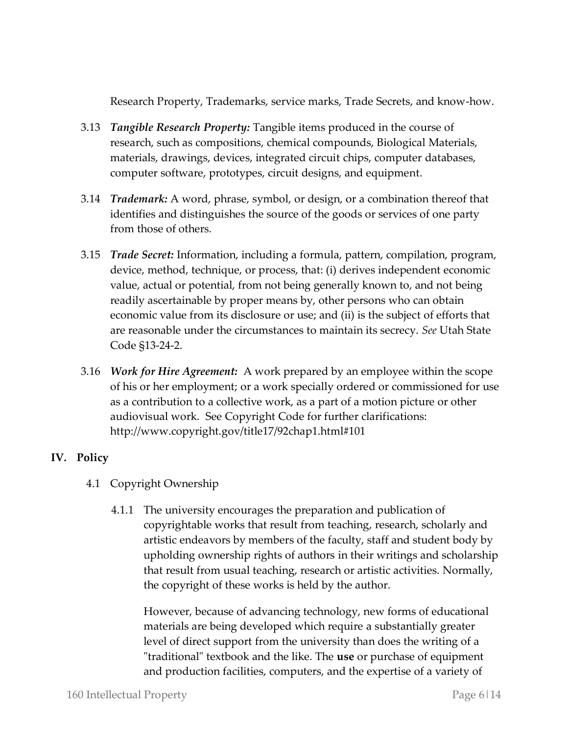Research Property, Trademarks, service marks, Trade Secrets, and know-how.

3.13 ***Tangible Research Property:*** Tangible items produced in the course of research, such as compositions, chemical compounds, Biological Materials, materials, drawings, devices, integrated circuit chips, computer databases, computer software, prototypes, circuit designs, and equipment.

3.14 ***Trademark:*** A word, phrase, symbol, or design, or a combination thereof that identifies and distinguishes the source of the goods or services of one party from those of others.

3.15 ***Trade Secret:*** Information, including a formula, pattern, compilation, program, device, method, technique, or process, that: (i) derives independent economic value, actual or potential, from not being generally known to, and not being readily ascertainable by proper means by, other persons who can obtain economic value from its disclosure or use; and (ii) is the subject of efforts that are reasonable under the circumstances to maintain its secrecy. *See* Utah State Code §13-24-2.

3.16 ***Work for Hire Agreement:*** A work prepared by an employee within the scope of his or her employment; or a work specially ordered or commissioned for use as a contribution to a collective work, as a part of a motion picture or other audiovisual work. See Copyright Code for further clarifications: http://www.copyright.gov/title17/92chap1.html#101

## IV. Policy

4.1 Copyright Ownership

4.1.1 The university encourages the preparation and publication of copyrightable works that result from teaching, research, scholarly and artistic endeavors by members of the faculty, staff and student body by upholding ownership rights of authors in their writings and scholarship that result from usual teaching, research or artistic activities. Normally, the copyright of these works is held by the author.

However, because of advancing technology, new forms of educational materials are being developed which require a substantially greater level of direct support from the university than does the writing of a "traditional" textbook and the like. The **use** or purchase of equipment and production facilities, computers, and the expertise of a variety of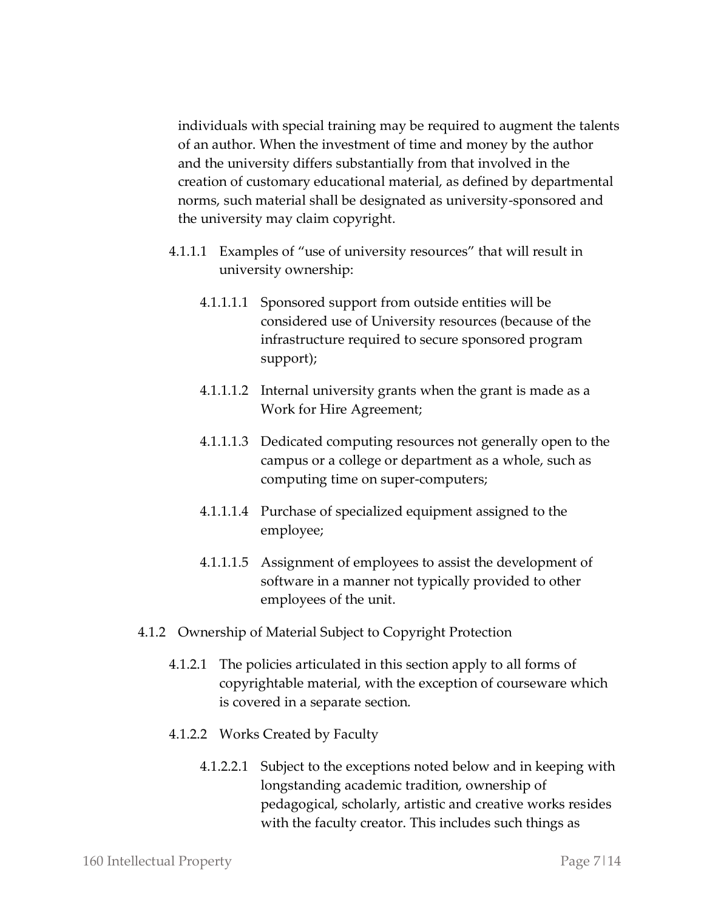individuals with special training may be required to augment the talents of an author. When the investment of time and money by the author and the university differs substantially from that involved in the creation of customary educational material, as defined by departmental norms, such material shall be designated as university-sponsored and the university may claim copyright.

4.1.1.1 Examples of "use of university resources" that will result in university ownership:

4.1.1.1.1 Sponsored support from outside entities will be considered use of University resources (because of the infrastructure required to secure sponsored program support);

4.1.1.1.2 Internal university grants when the grant is made as a Work for Hire Agreement;

4.1.1.1.3 Dedicated computing resources not generally open to the campus or a college or department as a whole, such as computing time on super-computers;

4.1.1.1.4 Purchase of specialized equipment assigned to the employee;

4.1.1.1.5 Assignment of employees to assist the development of software in a manner not typically provided to other employees of the unit.

4.1.2 Ownership of Material Subject to Copyright Protection

4.1.2.1 The policies articulated in this section apply to all forms of copyrightable material, with the exception of courseware which is covered in a separate section.

4.1.2.2 Works Created by Faculty

4.1.2.2.1 Subject to the exceptions noted below and in keeping with longstanding academic tradition, ownership of pedagogical, scholarly, artistic and creative works resides with the faculty creator. This includes such things as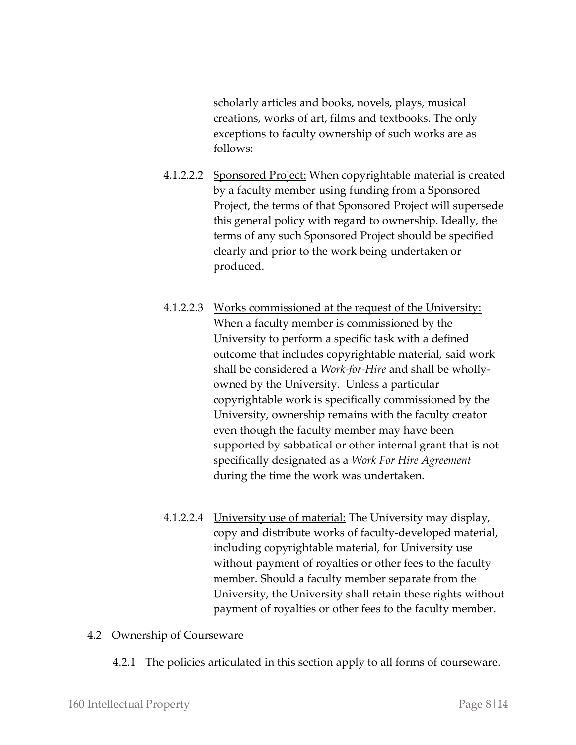scholarly articles and books, novels, plays, musical creations, works of art, films and textbooks. The only exceptions to faculty ownership of such works are as follows:

4.1.2.2.2 Sponsored Project: When copyrightable material is created by a faculty member using funding from a Sponsored Project, the terms of that Sponsored Project will supersede this general policy with regard to ownership. Ideally, the terms of any such Sponsored Project should be specified clearly and prior to the work being undertaken or produced.

4.1.2.2.3 Works commissioned at the request of the University: When a faculty member is commissioned by the University to perform a specific task with a defined outcome that includes copyrightable material, said work shall be considered a *Work-for-Hire* and shall be wholly-owned by the University. Unless a particular copyrightable work is specifically commissioned by the University, ownership remains with the faculty creator even though the faculty member may have been supported by sabbatical or other internal grant that is not specifically designated as a *Work For Hire Agreement* during the time the work was undertaken.

4.1.2.2.4 University use of material: The University may display, copy and distribute works of faculty-developed material, including copyrightable material, for University use without payment of royalties or other fees to the faculty member. Should a faculty member separate from the University, the University shall retain these rights without payment of royalties or other fees to the faculty member.

4.2 Ownership of Courseware

4.2.1 The policies articulated in this section apply to all forms of courseware.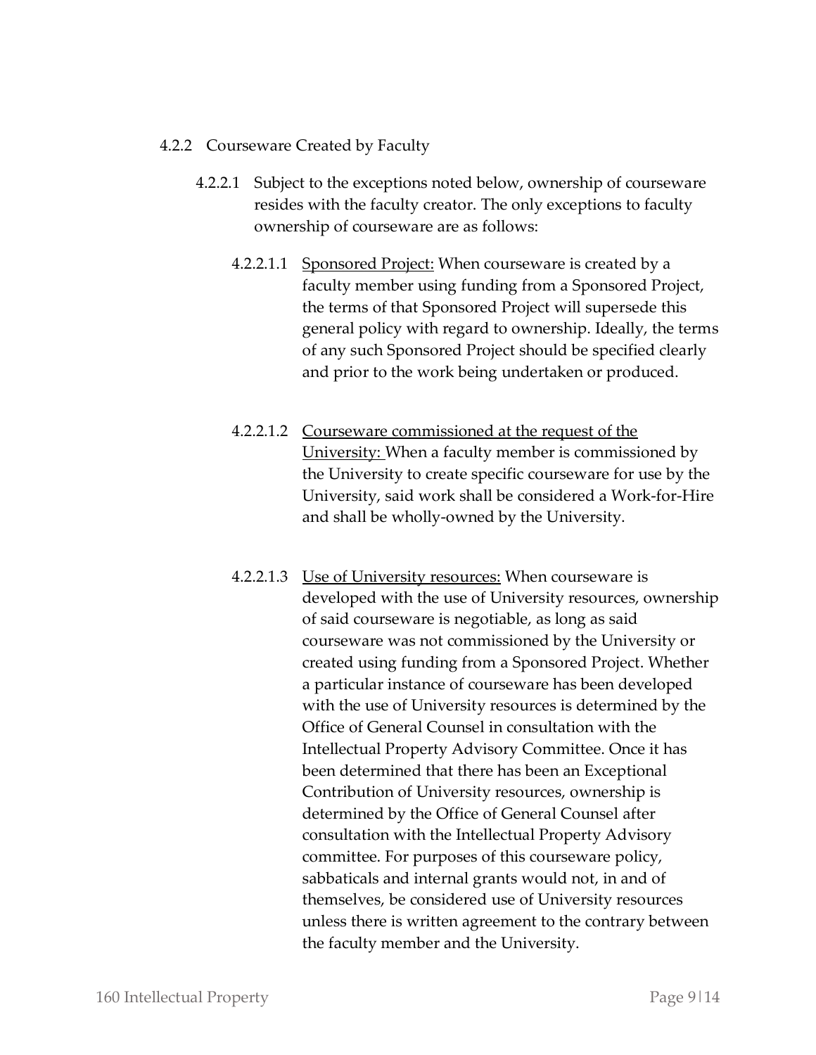#### 4.2.2 Courseware Created by Faculty

4.2.2.1 Subject to the exceptions noted below, ownership of courseware resides with the faculty creator. The only exceptions to faculty ownership of courseware are as follows:

4.2.2.1.1 <u>Sponsored Project:</u> When courseware is created by a faculty member using funding from a Sponsored Project, the terms of that Sponsored Project will supersede this general policy with regard to ownership. Ideally, the terms of any such Sponsored Project should be specified clearly and prior to the work being undertaken or produced.

4.2.2.1.2 <u>Courseware commissioned at the request of the University:</u> When a faculty member is commissioned by the University to create specific courseware for use by the University, said work shall be considered a Work-for-Hire and shall be wholly-owned by the University.

4.2.2.1.3 <u>Use of University resources:</u> When courseware is developed with the use of University resources, ownership of said courseware is negotiable, as long as said courseware was not commissioned by the University or created using funding from a Sponsored Project. Whether a particular instance of courseware has been developed with the use of University resources is determined by the Office of General Counsel in consultation with the Intellectual Property Advisory Committee. Once it has been determined that there has been an Exceptional Contribution of University resources, ownership is determined by the Office of General Counsel after consultation with the Intellectual Property Advisory committee. For purposes of this courseware policy, sabbaticals and internal grants would not, in and of themselves, be considered use of University resources unless there is written agreement to the contrary between the faculty member and the University.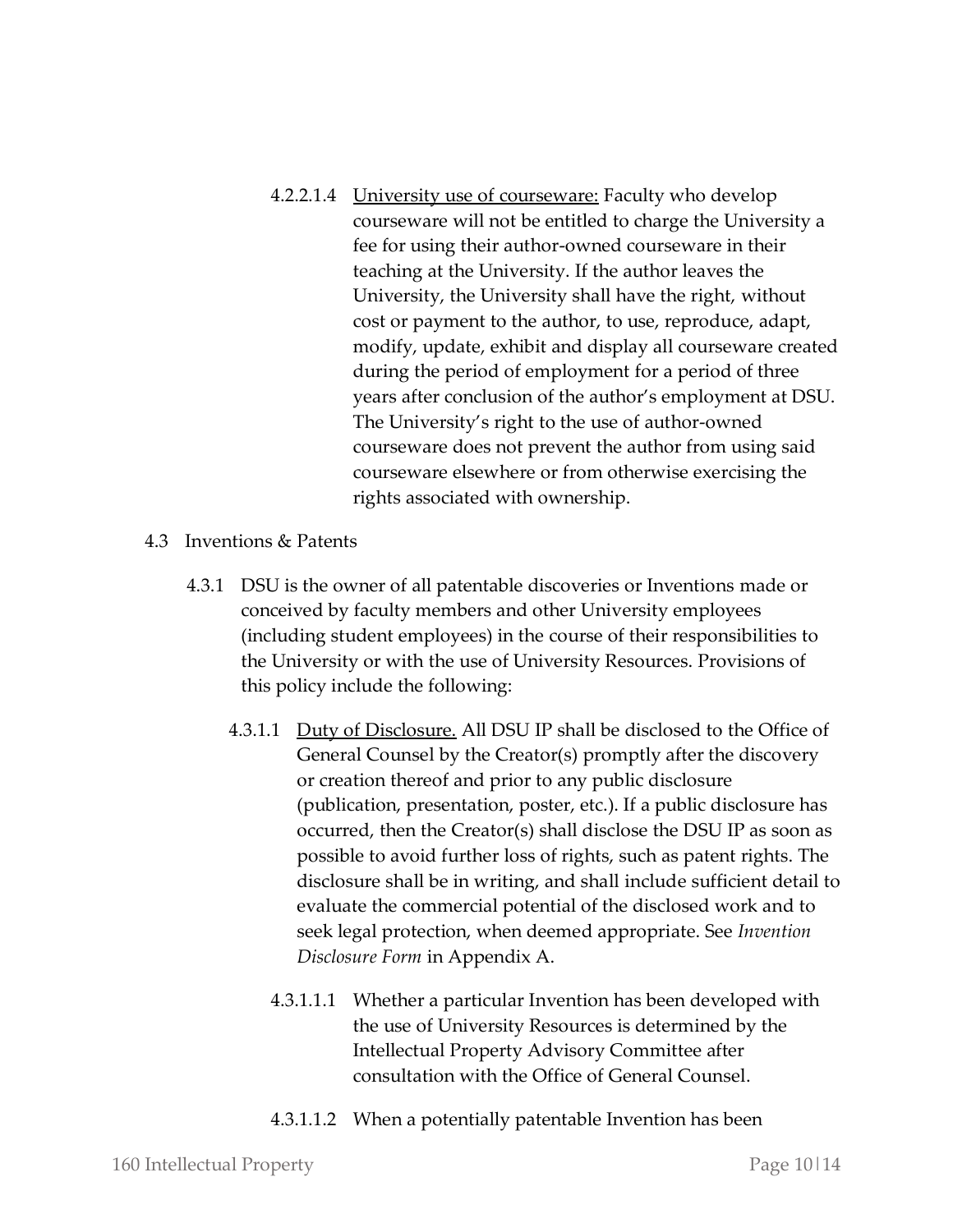4.2.2.1.4 <u>University use of courseware:</u> Faculty who develop courseware will not be entitled to charge the University a fee for using their author-owned courseware in their teaching at the University. If the author leaves the University, the University shall have the right, without cost or payment to the author, to use, reproduce, adapt, modify, update, exhibit and display all courseware created during the period of employment for a period of three years after conclusion of the author's employment at DSU. The University's right to the use of author-owned courseware does not prevent the author from using said courseware elsewhere or from otherwise exercising the rights associated with ownership.

4.3 Inventions & Patents

4.3.1 DSU is the owner of all patentable discoveries or Inventions made or conceived by faculty members and other University employees (including student employees) in the course of their responsibilities to the University or with the use of University Resources. Provisions of this policy include the following:

4.3.1.1 <u>Duty of Disclosure.</u> All DSU IP shall be disclosed to the Office of General Counsel by the Creator(s) promptly after the discovery or creation thereof and prior to any public disclosure (publication, presentation, poster, etc.). If a public disclosure has occurred, then the Creator(s) shall disclose the DSU IP as soon as possible to avoid further loss of rights, such as patent rights. The disclosure shall be in writing, and shall include sufficient detail to evaluate the commercial potential of the disclosed work and to seek legal protection, when deemed appropriate. See *Invention Disclosure Form* in Appendix A.

4.3.1.1.1 Whether a particular Invention has been developed with the use of University Resources is determined by the Intellectual Property Advisory Committee after consultation with the Office of General Counsel.

4.3.1.1.2 When a potentially patentable Invention has been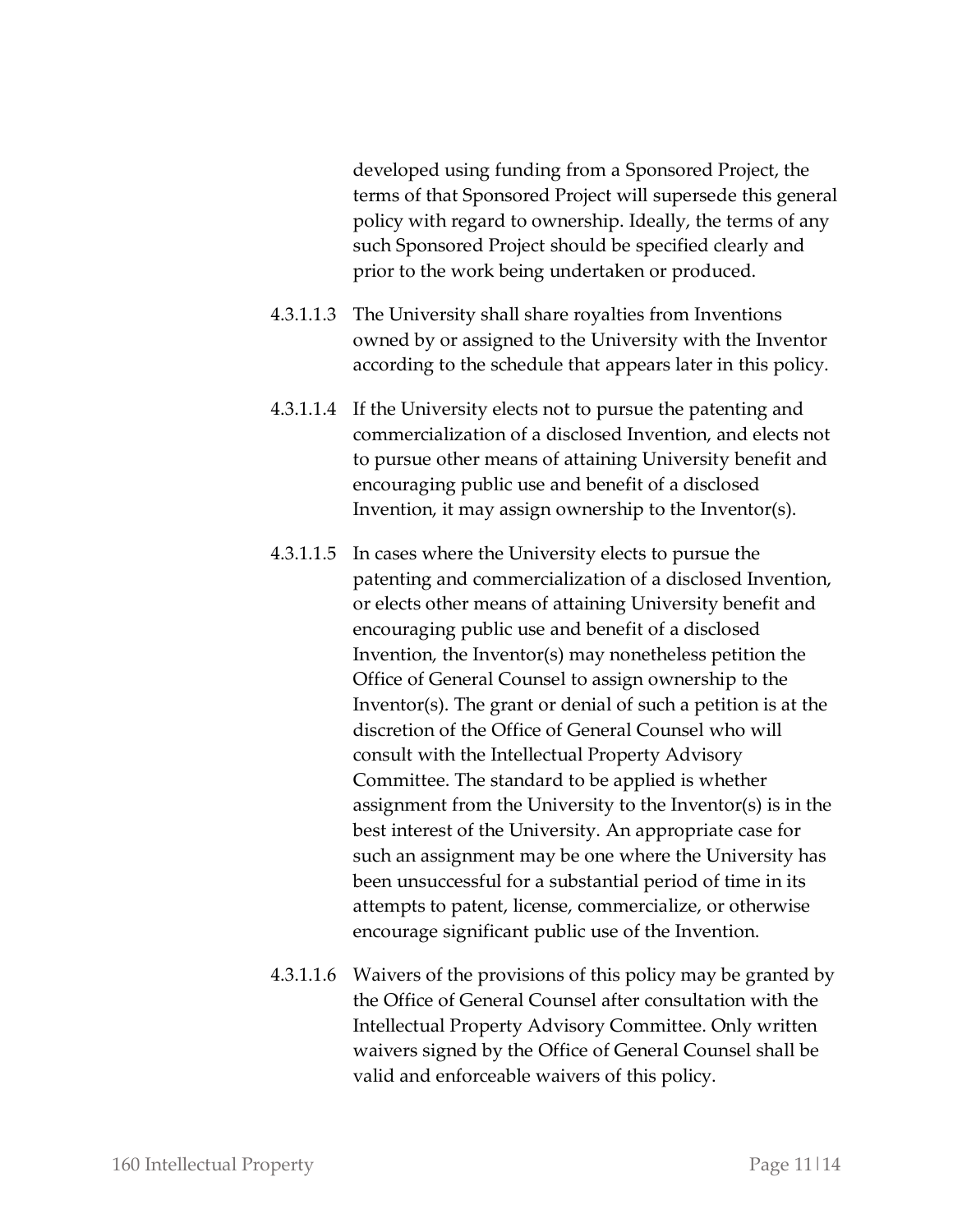developed using funding from a Sponsored Project, the terms of that Sponsored Project will supersede this general policy with regard to ownership. Ideally, the terms of any such Sponsored Project should be specified clearly and prior to the work being undertaken or produced.

4.3.1.1.3 The University shall share royalties from Inventions owned by or assigned to the University with the Inventor according to the schedule that appears later in this policy.

4.3.1.1.4 If the University elects not to pursue the patenting and commercialization of a disclosed Invention, and elects not to pursue other means of attaining University benefit and encouraging public use and benefit of a disclosed Invention, it may assign ownership to the Inventor(s).

4.3.1.1.5 In cases where the University elects to pursue the patenting and commercialization of a disclosed Invention, or elects other means of attaining University benefit and encouraging public use and benefit of a disclosed Invention, the Inventor(s) may nonetheless petition the Office of General Counsel to assign ownership to the Inventor(s). The grant or denial of such a petition is at the discretion of the Office of General Counsel who will consult with the Intellectual Property Advisory Committee. The standard to be applied is whether assignment from the University to the Inventor(s) is in the best interest of the University. An appropriate case for such an assignment may be one where the University has been unsuccessful for a substantial period of time in its attempts to patent, license, commercialize, or otherwise encourage significant public use of the Invention.

4.3.1.1.6 Waivers of the provisions of this policy may be granted by the Office of General Counsel after consultation with the Intellectual Property Advisory Committee. Only written waivers signed by the Office of General Counsel shall be valid and enforceable waivers of this policy.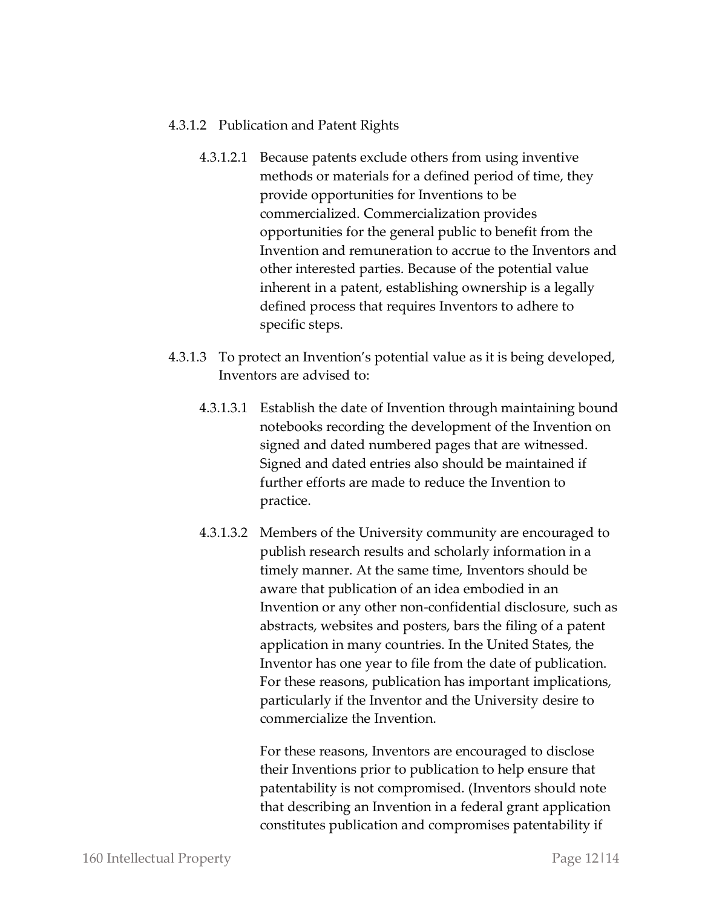4.3.1.2 Publication and Patent Rights

4.3.1.2.1 Because patents exclude others from using inventive methods or materials for a defined period of time, they provide opportunities for Inventions to be commercialized. Commercialization provides opportunities for the general public to benefit from the Invention and remuneration to accrue to the Inventors and other interested parties. Because of the potential value inherent in a patent, establishing ownership is a legally defined process that requires Inventors to adhere to specific steps.

4.3.1.3 To protect an Invention's potential value as it is being developed, Inventors are advised to:

4.3.1.3.1 Establish the date of Invention through maintaining bound notebooks recording the development of the Invention on signed and dated numbered pages that are witnessed. Signed and dated entries also should be maintained if further efforts are made to reduce the Invention to practice.

4.3.1.3.2 Members of the University community are encouraged to publish research results and scholarly information in a timely manner. At the same time, Inventors should be aware that publication of an idea embodied in an Invention or any other non-confidential disclosure, such as abstracts, websites and posters, bars the filing of a patent application in many countries. In the United States, the Inventor has one year to file from the date of publication. For these reasons, publication has important implications, particularly if the Inventor and the University desire to commercialize the Invention.

For these reasons, Inventors are encouraged to disclose their Inventions prior to publication to help ensure that patentability is not compromised. (Inventors should note that describing an Invention in a federal grant application constitutes publication and compromises patentability if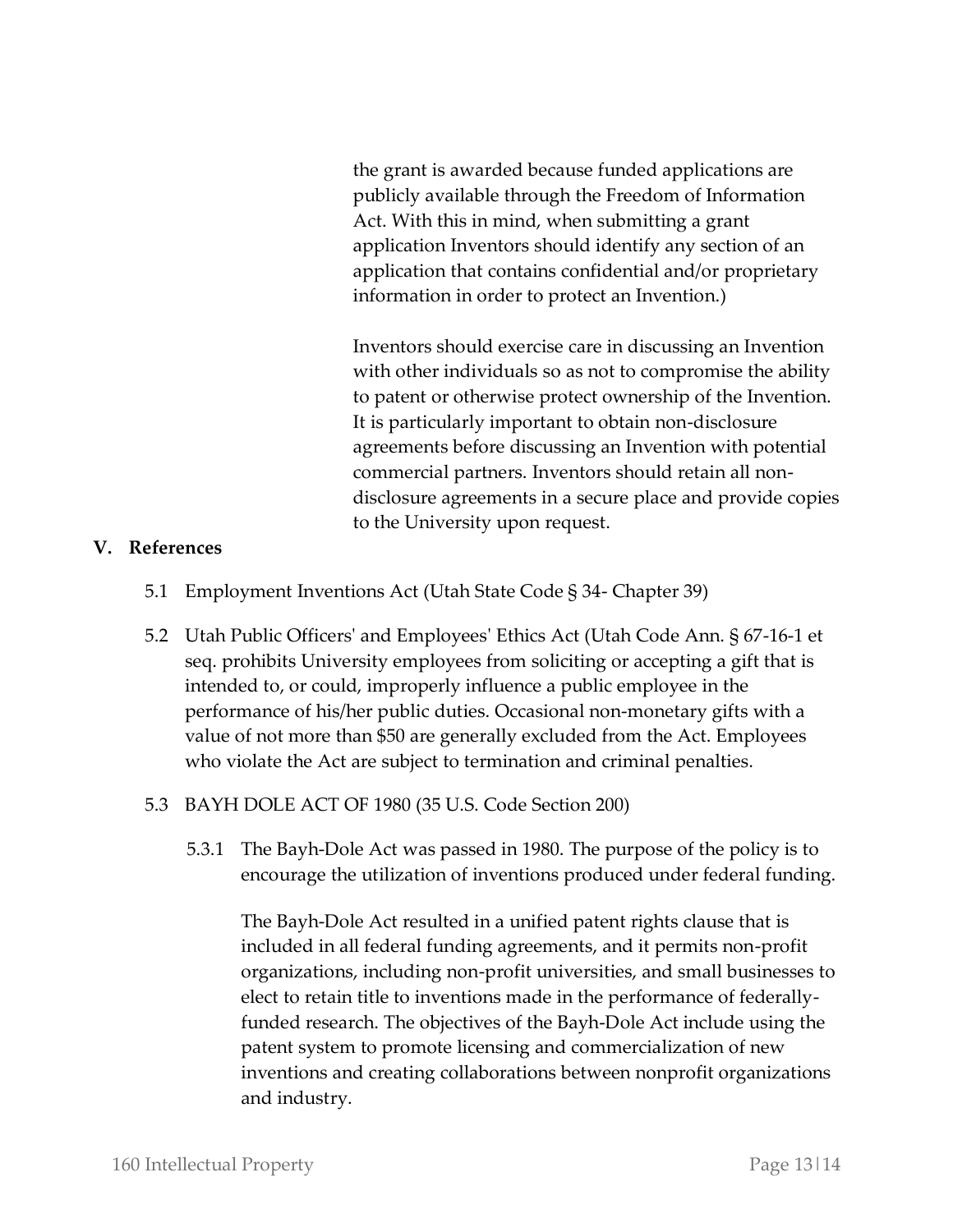the grant is awarded because funded applications are publicly available through the Freedom of Information Act. With this in mind, when submitting a grant application Inventors should identify any section of an application that contains confidential and/or proprietary information in order to protect an Invention.)

Inventors should exercise care in discussing an Invention with other individuals so as not to compromise the ability to patent or otherwise protect ownership of the Invention. It is particularly important to obtain non-disclosure agreements before discussing an Invention with potential commercial partners. Inventors should retain all non-disclosure agreements in a secure place and provide copies to the University upon request.

## V. References

5.1 Employment Inventions Act (Utah State Code § 34- Chapter 39)

5.2 Utah Public Officers' and Employees' Ethics Act (Utah Code Ann. § 67-16-1 et seq. prohibits University employees from soliciting or accepting a gift that is intended to, or could, improperly influence a public employee in the performance of his/her public duties. Occasional non-monetary gifts with a value of not more than $50 are generally excluded from the Act. Employees who violate the Act are subject to termination and criminal penalties.

5.3 BAYH DOLE ACT OF 1980 (35 U.S. Code Section 200)

5.3.1 The Bayh-Dole Act was passed in 1980. The purpose of the policy is to encourage the utilization of inventions produced under federal funding.

The Bayh-Dole Act resulted in a unified patent rights clause that is included in all federal funding agreements, and it permits non-profit organizations, including non-profit universities, and small businesses to elect to retain title to inventions made in the performance of federally-funded research. The objectives of the Bayh-Dole Act include using the patent system to promote licensing and commercialization of new inventions and creating collaborations between nonprofit organizations and industry.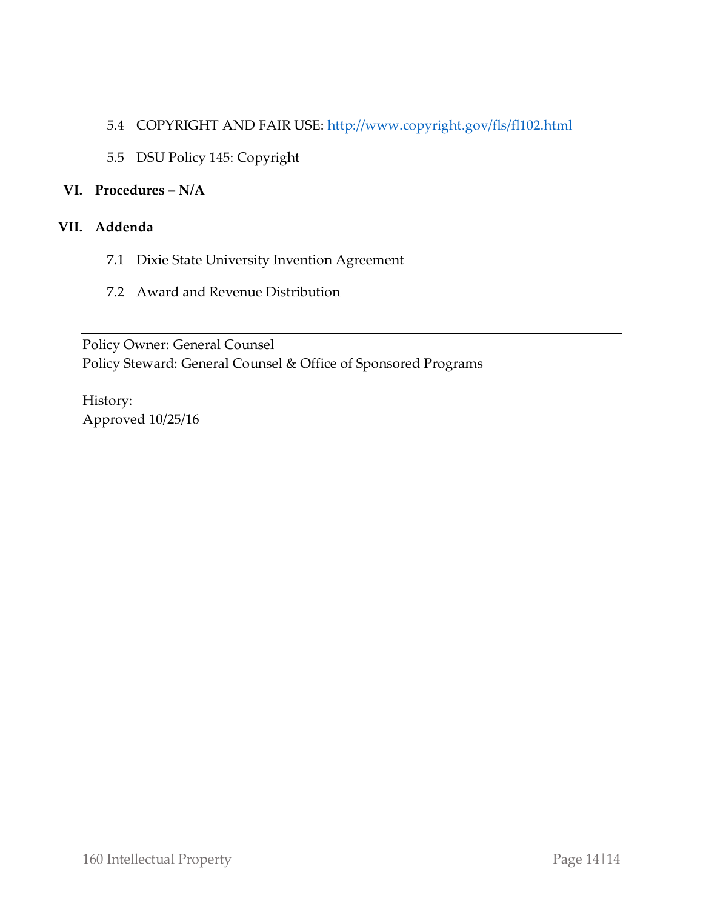5.4 COPYRIGHT AND FAIR USE: [http://www.copyright.gov/fls/fl102.html](http://www.copyright.gov/fls/fl102.html)

5.5 DSU Policy 145: Copyright

## VI. Procedures – N/A

## VII. Addenda

7.1 Dixie State University Invention Agreement

7.2 Award and Revenue Distribution

---

Policy Owner: General Counsel
Policy Steward: General Counsel & Office of Sponsored Programs

History:
Approved 10/25/16